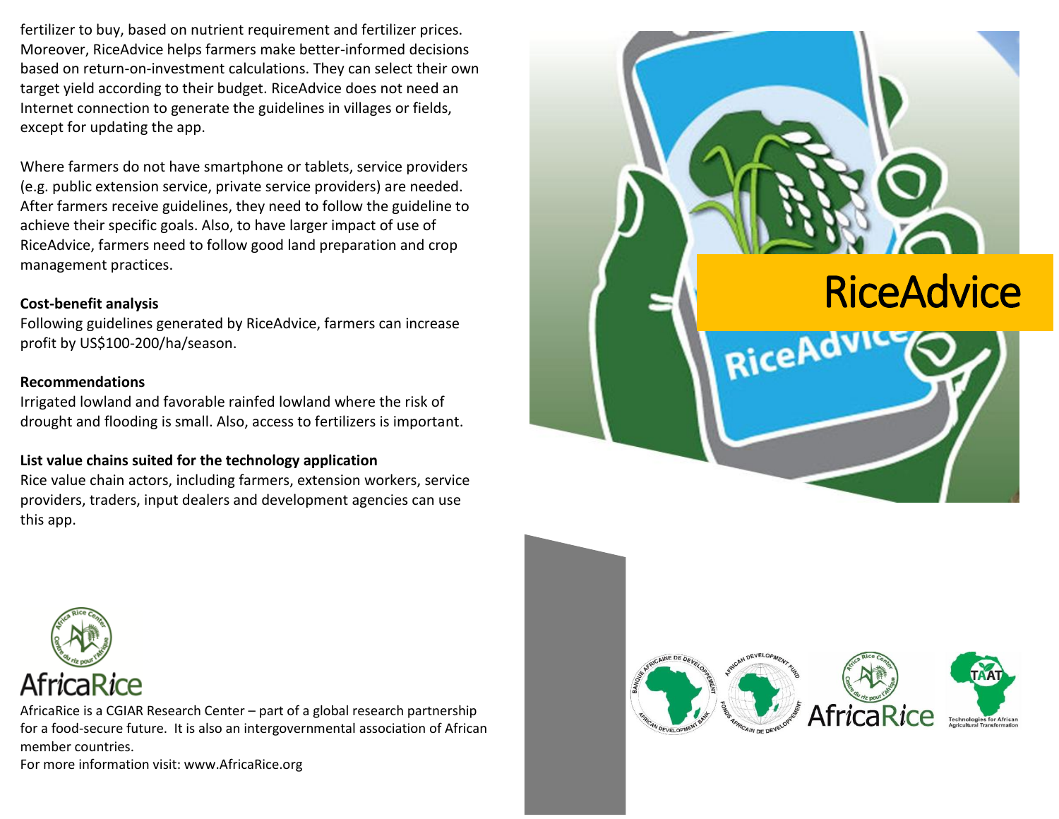fertilizer to buy, based on nutrient requirement and fertilizer prices. Moreover, RiceAdvice helps farmers make better-informed decisions based on return-on-investment calculations. They can select their own target yield according to their budget. RiceAdvice does not need an Internet connection to generate the guidelines in villages or fields, except for updating the app.

Where farmers do not have smartphone or tablets, service providers (e.g. public extension service, private service providers) are needed. After farmers receive guidelines, they need to follow the guideline to achieve their specific goals. Also, to have larger impact of use of RiceAdvice, farmers need to follow good land preparation and crop management practices.

**Cost-benefit analysis**

Following guidelines generated by RiceAdvice, farmers can increase profit by US$100-200/ha/season.

**Recommendations**

Irrigated lowland and favorable rainfed lowland where the risk of drought and flooding is small. Also, access to fertilizers is important.

**List value chains suited for the technology application**

Rice value chain actors, including farmers, extension workers, service providers, traders, input dealers and development agencies can use this app.

AfricaRice

AfricaRice is a CGIAR Research Center – part of a global research partnership for a food-secure future. It is also an intergovernmental association of African member countries.

For more information visit: www.AfricaRice.org

# RiceAdvice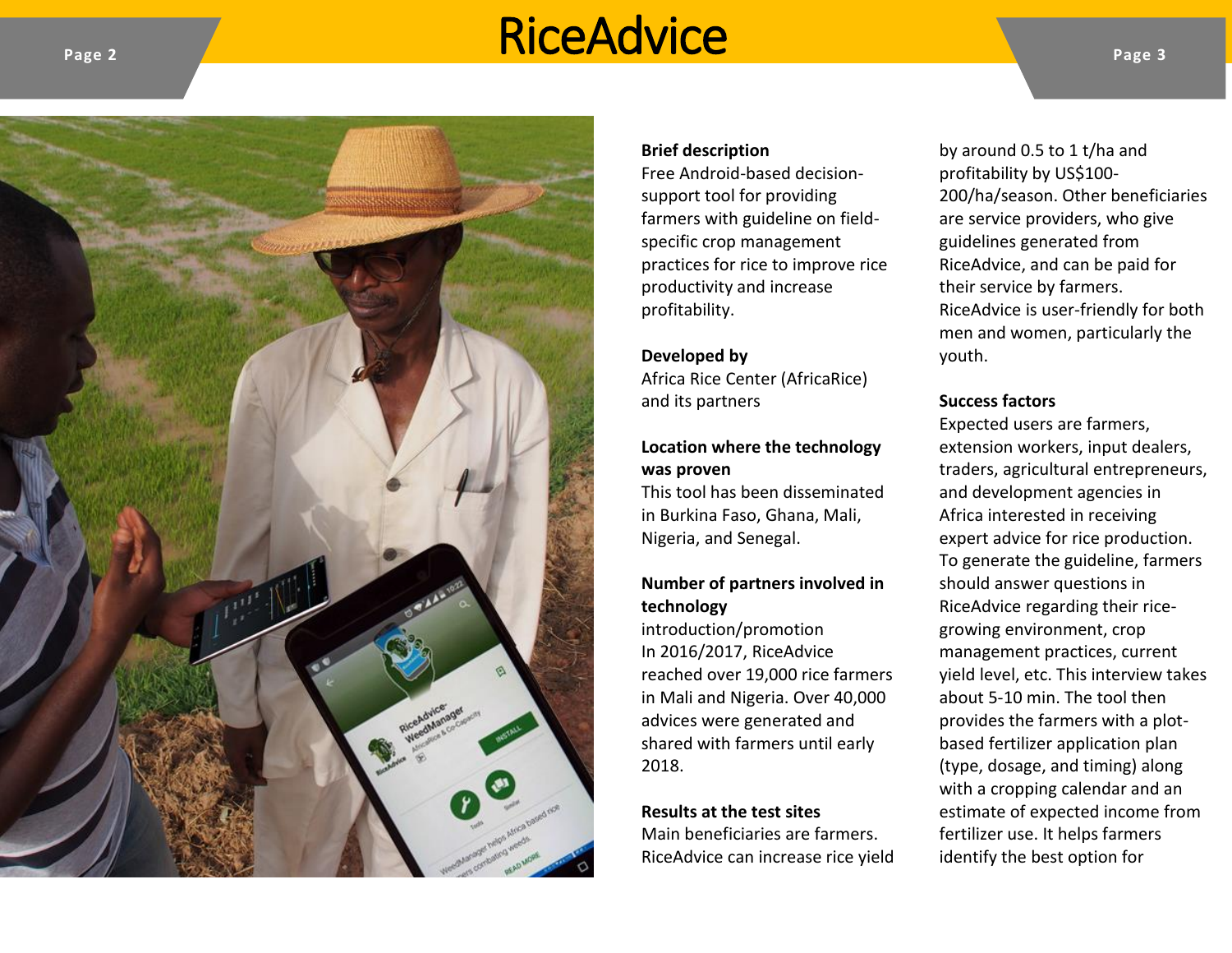# RiceAdvice

**Brief description**
Free Android-based decision-support tool for providing farmers with guideline on field-specific crop management practices for rice to improve rice productivity and increase profitability.

**Developed by**
Africa Rice Center (AfricaRice) and its partners

**Location where the technology was proven**
This tool has been disseminated in Burkina Faso, Ghana, Mali, Nigeria, and Senegal.

**Number of partners involved in technology introduction/promotion**
In 2016/2017, RiceAdvice reached over 19,000 rice farmers in Mali and Nigeria. Over 40,000 advices were generated and shared with farmers until early 2018.

**Results at the test sites**
Main beneficiaries are farmers. RiceAdvice can increase rice yield by around 0.5 to 1 t/ha and profitability by US$100-200/ha/season. Other beneficiaries are service providers, who give guidelines generated from RiceAdvice, and can be paid for their service by farmers. RiceAdvice is user-friendly for both men and women, particularly the youth.

**Success factors**
Expected users are farmers, extension workers, input dealers, traders, agricultural entrepreneurs, and development agencies in Africa interested in receiving expert advice for rice production. To generate the guideline, farmers should answer questions in RiceAdvice regarding their rice-growing environment, crop management practices, current yield level, etc. This interview takes about 5-10 min. The tool then provides the farmers with a plot-based fertilizer application plan (type, dosage, and timing) along with a cropping calendar and an estimate of expected income from fertilizer use. It helps farmers identify the best option for